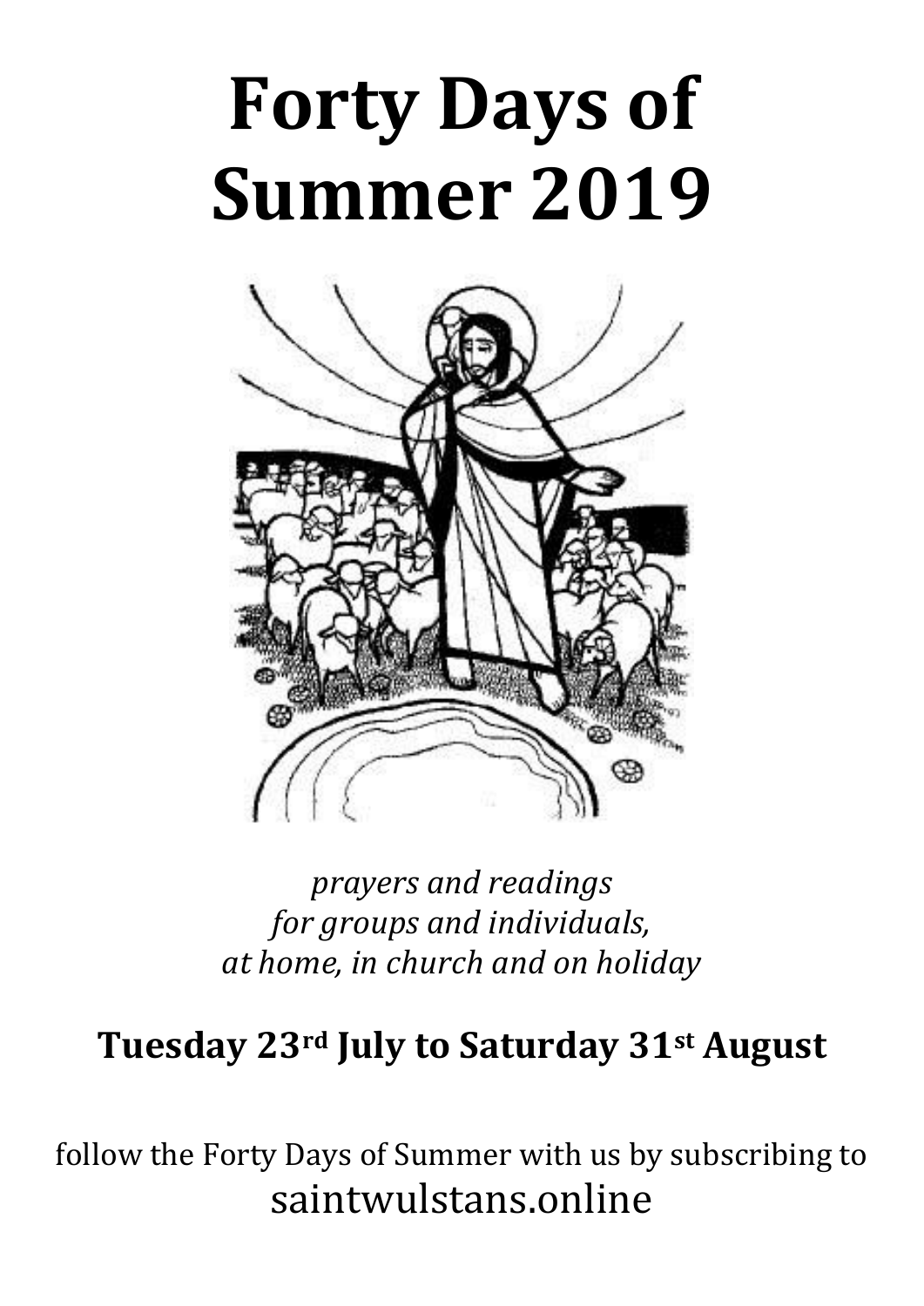# Forty Days of Summer 2019

*prayers and readings*
*for groups and individuals,*
*at home, in church and on holiday*

**Tuesday 23rd July to Saturday 31st August**

follow the Forty Days of Summer with us by subscribing to
saintwulstans.online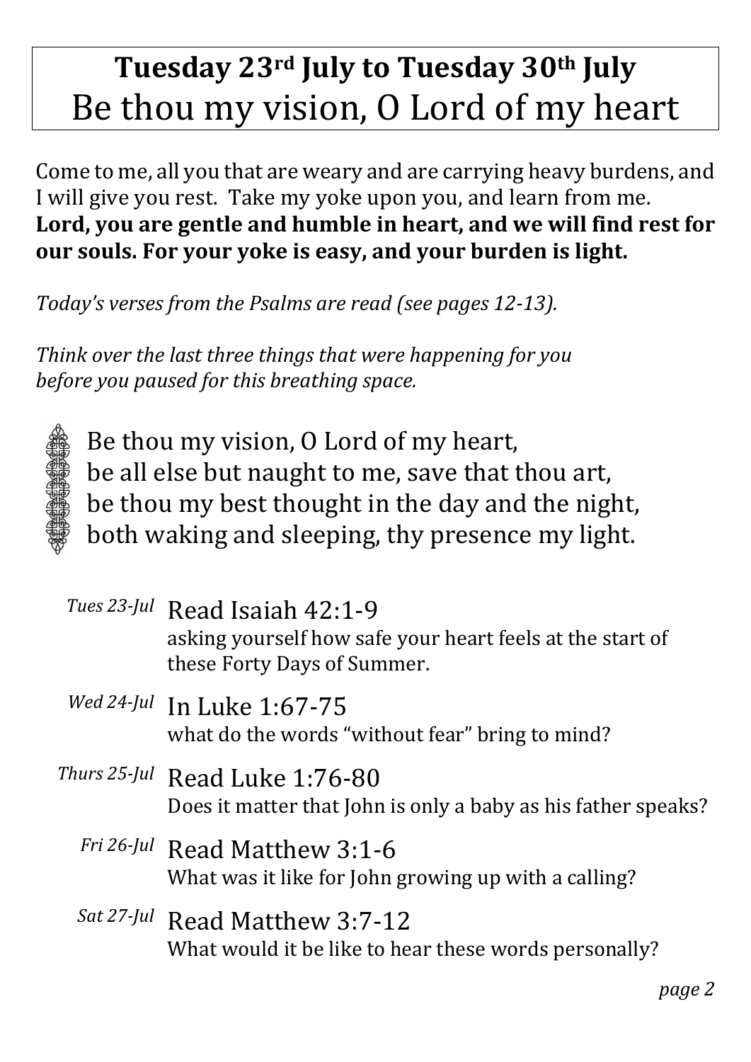# **Tuesday 23rd July to Tuesday 30th July**
# Be thou my vision, O Lord of my heart

Come to me, all you that are weary and are carrying heavy burdens, and I will give you rest. Take my yoke upon you, and learn from me. **Lord, you are gentle and humble in heart, and we will find rest for our souls. For your yoke is easy, and your burden is light.**

*Today's verses from the Psalms are read (see pages 12-13).*

*Think over the last three things that were happening for you before you paused for this breathing space.*

Be thou my vision, O Lord of my heart,
be all else but naught to me, save that thou art,
be thou my best thought in the day and the night,
both waking and sleeping, thy presence my light.

*Tues 23-Jul* Read Isaiah 42:1-9
asking yourself how safe your heart feels at the start of these Forty Days of Summer.

*Wed 24-Jul* In Luke 1:67-75
what do the words "without fear" bring to mind?

*Thurs 25-Jul* Read Luke 1:76-80
Does it matter that John is only a baby as his father speaks?

*Fri 26-Jul* Read Matthew 3:1-6
What was it like for John growing up with a calling?

*Sat 27-Jul* Read Matthew 3:7-12
What would it be like to hear these words personally?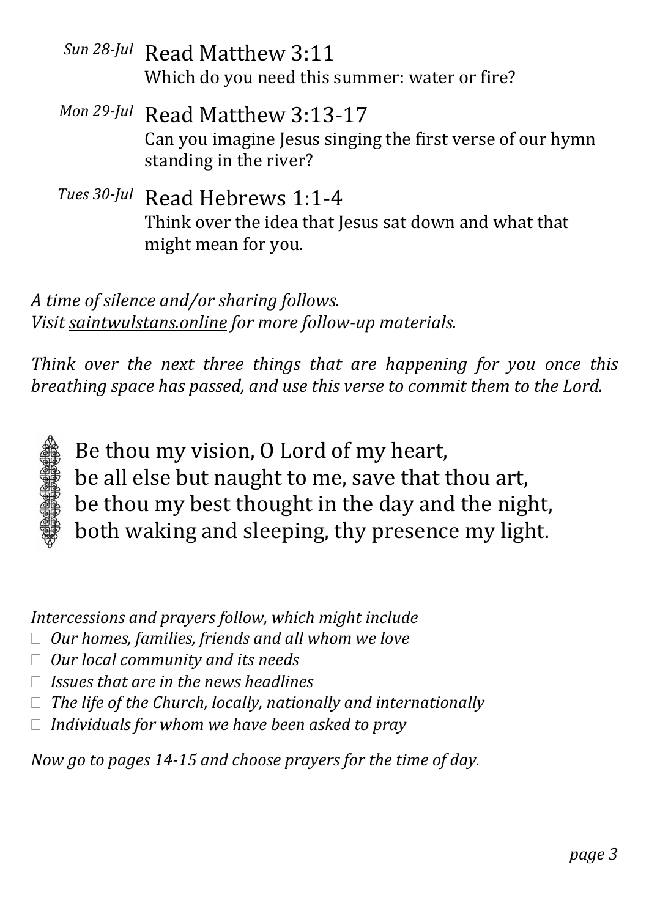*Sun 28-Jul* Read Matthew 3:11
Which do you need this summer: water or fire?

*Mon 29-Jul* Read Matthew 3:13-17
Can you imagine Jesus singing the first verse of our hymn standing in the river?

*Tues 30-Jul* Read Hebrews 1:1-4
Think over the idea that Jesus sat down and what that might mean for you.

*A time of silence and/or sharing follows.*
*Visit saintwulstans.online for more follow-up materials.*

*Think over the next three things that are happening for you once this breathing space has passed, and use this verse to commit them to the Lord.*

Be thou my vision, O Lord of my heart,
be all else but naught to me, save that thou art,
be thou my best thought in the day and the night,
both waking and sleeping, thy presence my light.

*Intercessions and prayers follow, which might include*

- *Our homes, families, friends and all whom we love*
- *Our local community and its needs*
- *Issues that are in the news headlines*
- *The life of the Church, locally, nationally and internationally*
- *Individuals for whom we have been asked to pray*

*Now go to pages 14-15 and choose prayers for the time of day.*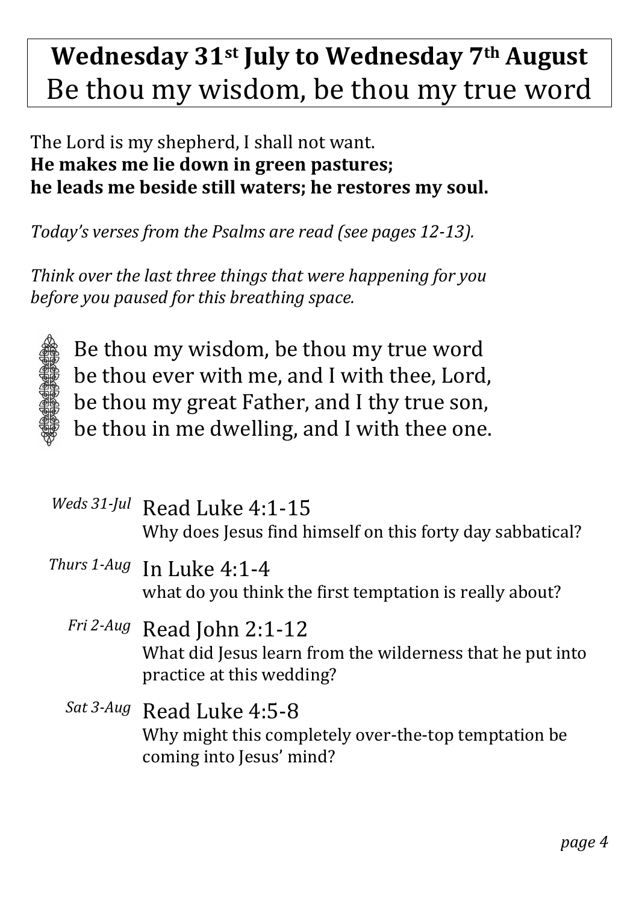# **Wednesday 31st July to Wednesday 7th August**
# Be thou my wisdom, be thou my true word

The Lord is my shepherd, I shall not want.
**He makes me lie down in green pastures;**
**he leads me beside still waters; he restores my soul.**

*Today's verses from the Psalms are read (see pages 12-13).*

*Think over the last three things that were happening for you before you paused for this breathing space.*

Be thou my wisdom, be thou my true word
be thou ever with me, and I with thee, Lord,
be thou my great Father, and I thy true son,
be thou in me dwelling, and I with thee one.

*Weds 31-Jul* Read Luke 4:1-15
Why does Jesus find himself on this forty day sabbatical?

*Thurs 1-Aug* In Luke 4:1-4
what do you think the first temptation is really about?

*Fri 2-Aug* Read John 2:1-12
What did Jesus learn from the wilderness that he put into practice at this wedding?

*Sat 3-Aug* Read Luke 4:5-8
Why might this completely over-the-top temptation be coming into Jesus' mind?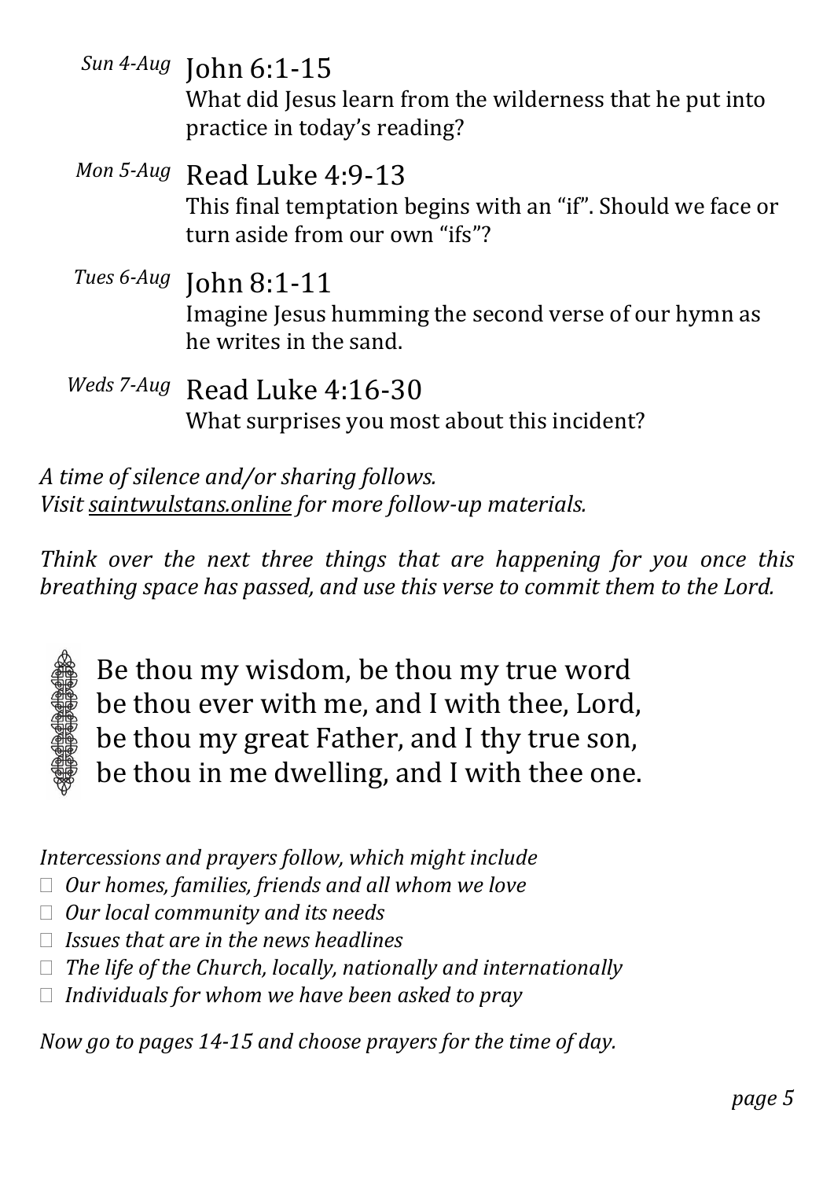*Sun 4-Aug* John 6:1-15
What did Jesus learn from the wilderness that he put into practice in today's reading?

*Mon 5-Aug* Read Luke 4:9-13
This final temptation begins with an "if". Should we face or turn aside from our own "ifs"?

*Tues 6-Aug* John 8:1-11
Imagine Jesus humming the second verse of our hymn as he writes in the sand.

*Weds 7-Aug* Read Luke 4:16-30
What surprises you most about this incident?

*A time of silence and/or sharing follows.*
*Visit saintwulstans.online for more follow-up materials.*

*Think over the next three things that are happening for you once this breathing space has passed, and use this verse to commit them to the Lord.*

Be thou my wisdom, be thou my true word
be thou ever with me, and I with thee, Lord,
be thou my great Father, and I thy true son,
be thou in me dwelling, and I with thee one.

*Intercessions and prayers follow, which might include*

- *Our homes, families, friends and all whom we love*
- *Our local community and its needs*
- *Issues that are in the news headlines*
- *The life of the Church, locally, nationally and internationally*
- *Individuals for whom we have been asked to pray*

*Now go to pages 14-15 and choose prayers for the time of day.*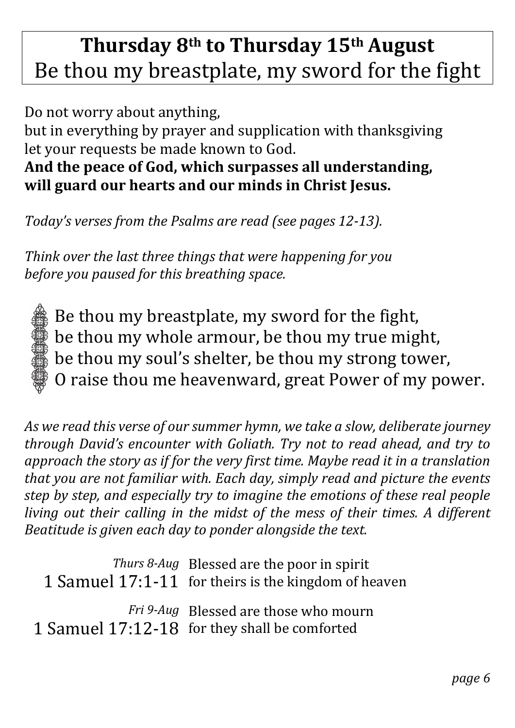# **Thursday 8th to Thursday 15th August**
# Be thou my breastplate, my sword for the fight

Do not worry about anything,
but in everything by prayer and supplication with thanksgiving
let your requests be made known to God.
**And the peace of God, which surpasses all understanding,**
**will guard our hearts and our minds in Christ Jesus.**

*Today's verses from the Psalms are read (see pages 12-13).*

*Think over the last three things that were happening for you*
*before you paused for this breathing space.*

Be thou my breastplate, my sword for the fight,
be thou my whole armour, be thou my true might,
be thou my soul's shelter, be thou my strong tower,
O raise thou me heavenward, great Power of my power.

*As we read this verse of our summer hymn, we take a slow, deliberate journey through David's encounter with Goliath. Try not to read ahead, and try to approach the story as if for the very first time. Maybe read it in a translation that you are not familiar with. Each day, simply read and picture the events step by step, and especially try to imagine the emotions of these real people living out their calling in the midst of the mess of their times. A different Beatitude is given each day to ponder alongside the text.*

| | |
|---|---|
| *Thurs 8-Aug*<br>1 Samuel 17:1-11 | Blessed are the poor in spirit<br>for theirs is the kingdom of heaven |
| *Fri 9-Aug*<br>1 Samuel 17:12-18 | Blessed are those who mourn<br>for they shall be comforted |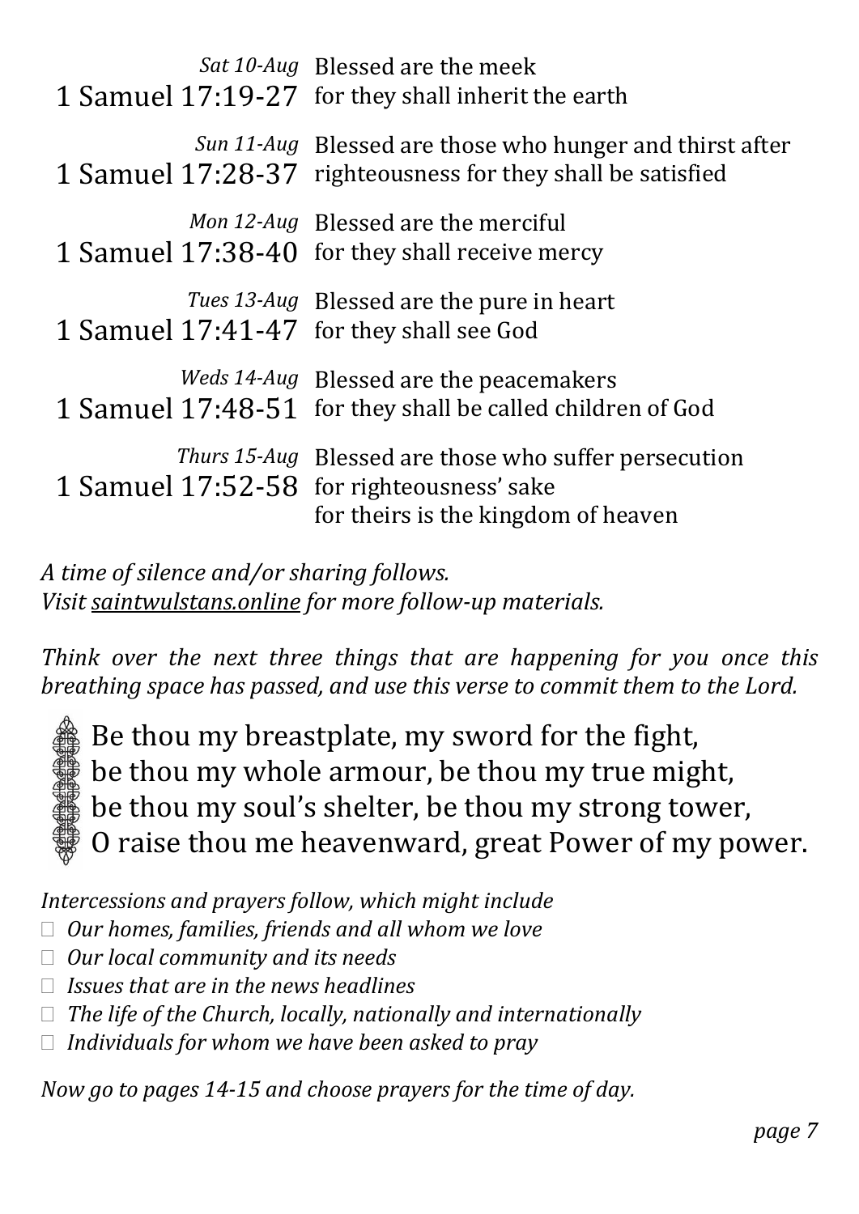| | |
|---|---|
| *Sat 10-Aug* 1 Samuel 17:19-27 | Blessed are the meek for they shall inherit the earth |
| *Sun 11-Aug* 1 Samuel 17:28-37 | Blessed are those who hunger and thirst after righteousness for they shall be satisfied |
| *Mon 12-Aug* 1 Samuel 17:38-40 | Blessed are the merciful for they shall receive mercy |
| *Tues 13-Aug* 1 Samuel 17:41-47 | Blessed are the pure in heart for they shall see God |
| *Weds 14-Aug* 1 Samuel 17:48-51 | Blessed are the peacemakers for they shall be called children of God |
| *Thurs 15-Aug* 1 Samuel 17:52-58 | Blessed are those who suffer persecution for righteousness' sake for theirs is the kingdom of heaven |

*A time of silence and/or sharing follows.*
*Visit saintwulstans.online for more follow-up materials.*

*Think over the next three things that are happening for you once this breathing space has passed, and use this verse to commit them to the Lord.*

Be thou my breastplate, my sword for the fight,
be thou my whole armour, be thou my true might,
be thou my soul's shelter, be thou my strong tower,
O raise thou me heavenward, great Power of my power.

*Intercessions and prayers follow, which might include*

- *Our homes, families, friends and all whom we love*
- *Our local community and its needs*
- *Issues that are in the news headlines*
- *The life of the Church, locally, nationally and internationally*
- *Individuals for whom we have been asked to pray*

*Now go to pages 14-15 and choose prayers for the time of day.*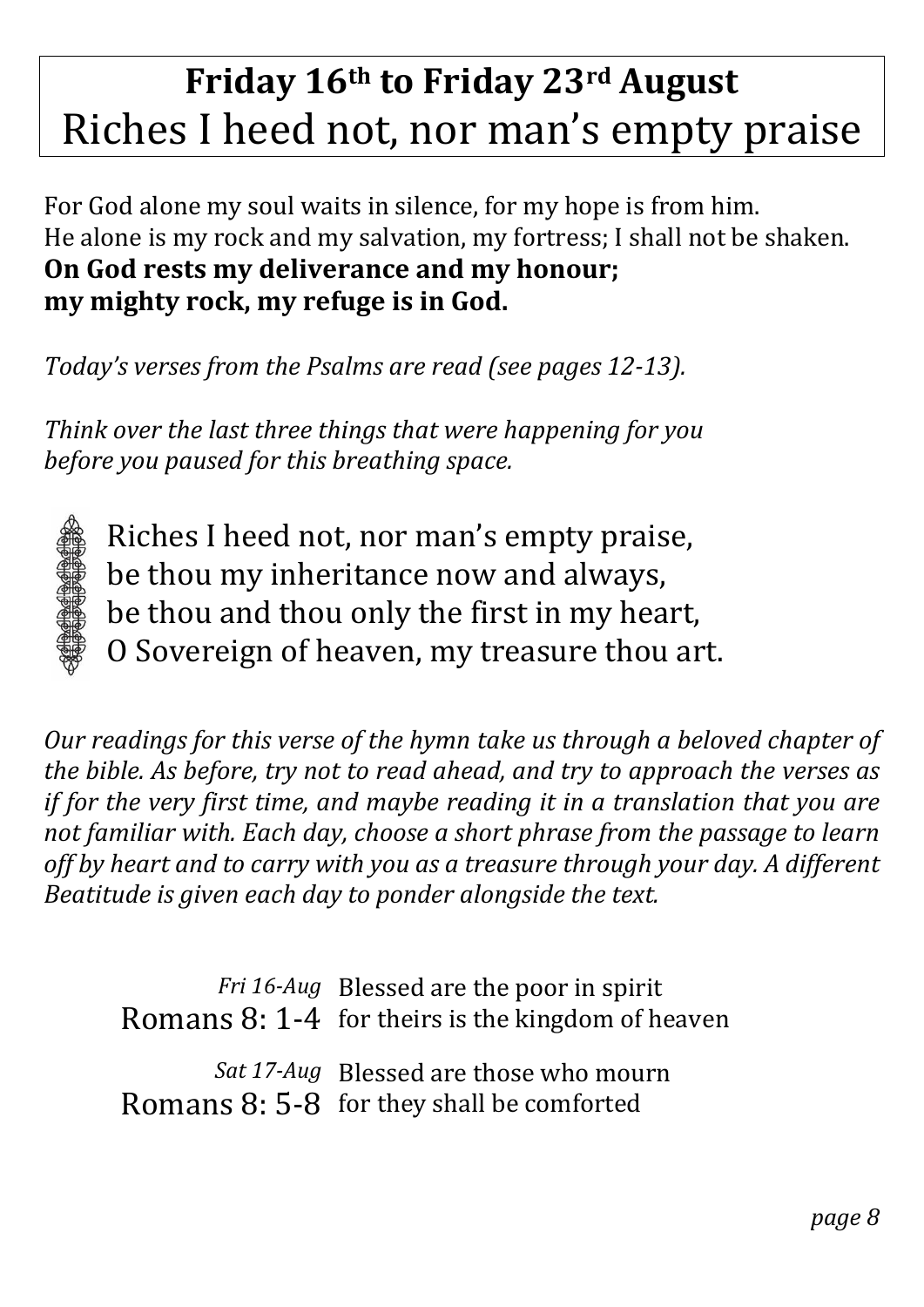# Friday 16th to Friday 23rd August
# Riches I heed not, nor man's empty praise

For God alone my soul waits in silence, for my hope is from him.
He alone is my rock and my salvation, my fortress; I shall not be shaken.
**On God rests my deliverance and my honour;**
**my mighty rock, my refuge is in God.**

*Today's verses from the Psalms are read (see pages 12-13).*

*Think over the last three things that were happening for you before you paused for this breathing space.*

Riches I heed not, nor man's empty praise,
be thou my inheritance now and always,
be thou and thou only the first in my heart,
O Sovereign of heaven, my treasure thou art.

*Our readings for this verse of the hymn take us through a beloved chapter of the bible. As before, try not to read ahead, and try to approach the verses as if for the very first time, and maybe reading it in a translation that you are not familiar with. Each day, choose a short phrase from the passage to learn off by heart and to carry with you as a treasure through your day. A different Beatitude is given each day to ponder alongside the text.*

*Fri 16-Aug* Blessed are the poor in spirit
Romans 8: 1-4 for theirs is the kingdom of heaven

*Sat 17-Aug* Blessed are those who mourn
Romans 8: 5-8 for they shall be comforted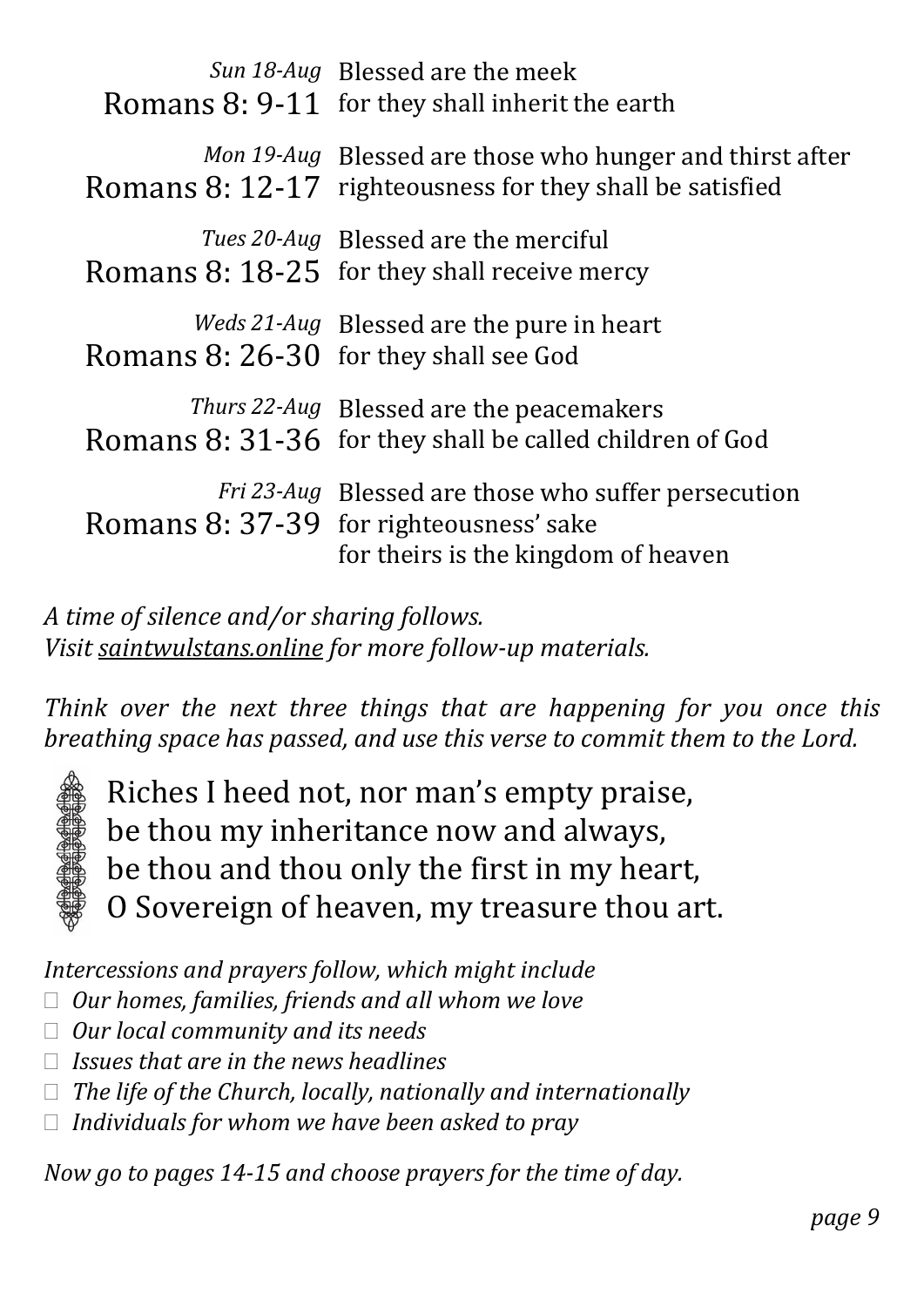| | |
|---|---|
| *Sun 18-Aug* Romans 8: 9-11 | Blessed are the meek for they shall inherit the earth |
| *Mon 19-Aug* Romans 8: 12-17 | Blessed are those who hunger and thirst after righteousness for they shall be satisfied |
| *Tues 20-Aug* Romans 8: 18-25 | Blessed are the merciful for they shall receive mercy |
| *Weds 21-Aug* Romans 8: 26-30 | Blessed are the pure in heart for they shall see God |
| *Thurs 22-Aug* Romans 8: 31-36 | Blessed are the peacemakers for they shall be called children of God |
| *Fri 23-Aug* Romans 8: 37-39 | Blessed are those who suffer persecution for righteousness' sake for theirs is the kingdom of heaven |

*A time of silence and/or sharing follows.*
*Visit saintwulstans.online for more follow-up materials.*

*Think over the next three things that are happening for you once this breathing space has passed, and use this verse to commit them to the Lord.*

Riches I heed not, nor man's empty praise,
be thou my inheritance now and always,
be thou and thou only the first in my heart,
O Sovereign of heaven, my treasure thou art.

*Intercessions and prayers follow, which might include*

- *Our homes, families, friends and all whom we love*
- *Our local community and its needs*
- *Issues that are in the news headlines*
- *The life of the Church, locally, nationally and internationally*
- *Individuals for whom we have been asked to pray*

*Now go to pages 14-15 and choose prayers for the time of day.*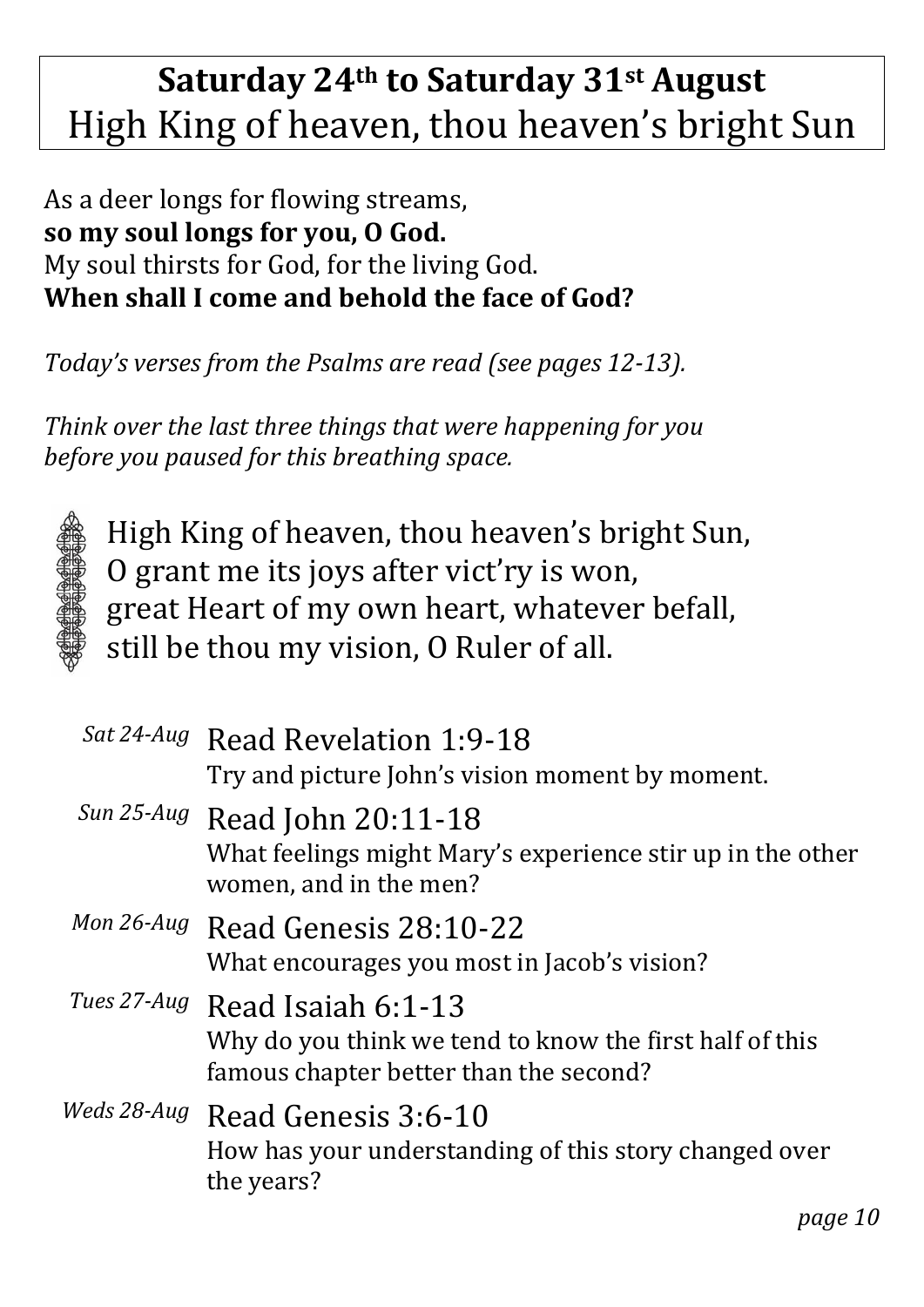# **Saturday 24th to Saturday 31st August**
# High King of heaven, thou heaven's bright Sun

As a deer longs for flowing streams,
**so my soul longs for you, O God.**
My soul thirsts for God, for the living God.
**When shall I come and behold the face of God?**

*Today's verses from the Psalms are read (see pages 12-13).*

*Think over the last three things that were happening for you before you paused for this breathing space.*

High King of heaven, thou heaven's bright Sun,
O grant me its joys after vict'ry is won,
great Heart of my own heart, whatever befall,
still be thou my vision, O Ruler of all.

*Sat 24-Aug* Read Revelation 1:9-18
Try and picture John's vision moment by moment.

*Sun 25-Aug* Read John 20:11-18
What feelings might Mary's experience stir up in the other women, and in the men?

*Mon 26-Aug* Read Genesis 28:10-22
What encourages you most in Jacob's vision?

*Tues 27-Aug* Read Isaiah 6:1-13
Why do you think we tend to know the first half of this famous chapter better than the second?

*Weds 28-Aug* Read Genesis 3:6-10
How has your understanding of this story changed over the years?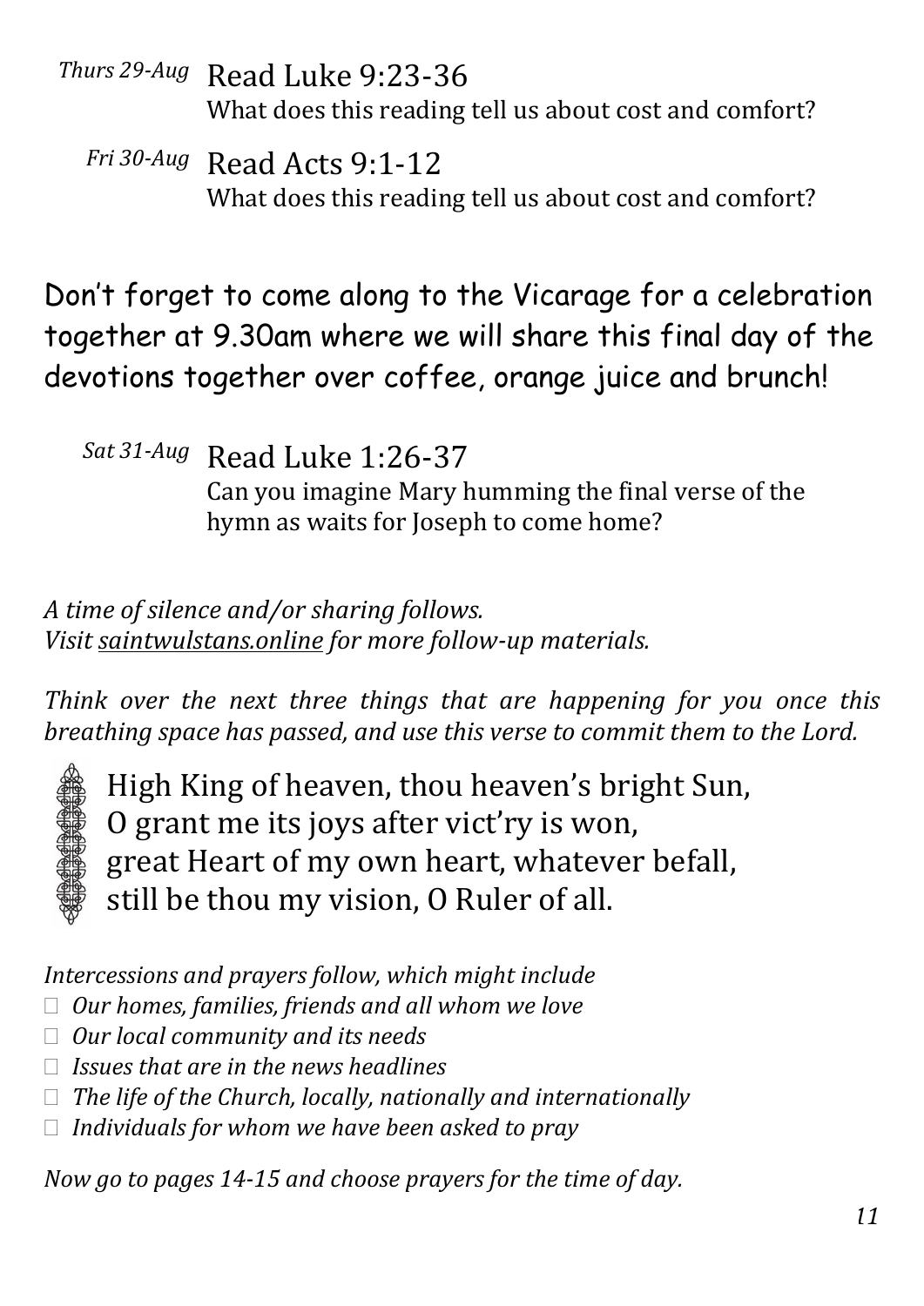*Thurs 29-Aug* Read Luke 9:23-36
What does this reading tell us about cost and comfort?

*Fri 30-Aug* Read Acts 9:1-12
What does this reading tell us about cost and comfort?

Don't forget to come along to the Vicarage for a celebration together at 9.30am where we will share this final day of the devotions together over coffee, orange juice and brunch!

*Sat 31-Aug* Read Luke 1:26-37
Can you imagine Mary humming the final verse of the hymn as waits for Joseph to come home?

*A time of silence and/or sharing follows.*
*Visit saintwulstans.online for more follow-up materials.*

*Think over the next three things that are happening for you once this breathing space has passed, and use this verse to commit them to the Lord.*

High King of heaven, thou heaven's bright Sun,
O grant me its joys after vict'ry is won,
great Heart of my own heart, whatever befall,
still be thou my vision, O Ruler of all.

*Intercessions and prayers follow, which might include*

- *Our homes, families, friends and all whom we love*
- *Our local community and its needs*
- *Issues that are in the news headlines*
- *The life of the Church, locally, nationally and internationally*
- *Individuals for whom we have been asked to pray*

*Now go to pages 14-15 and choose prayers for the time of day.*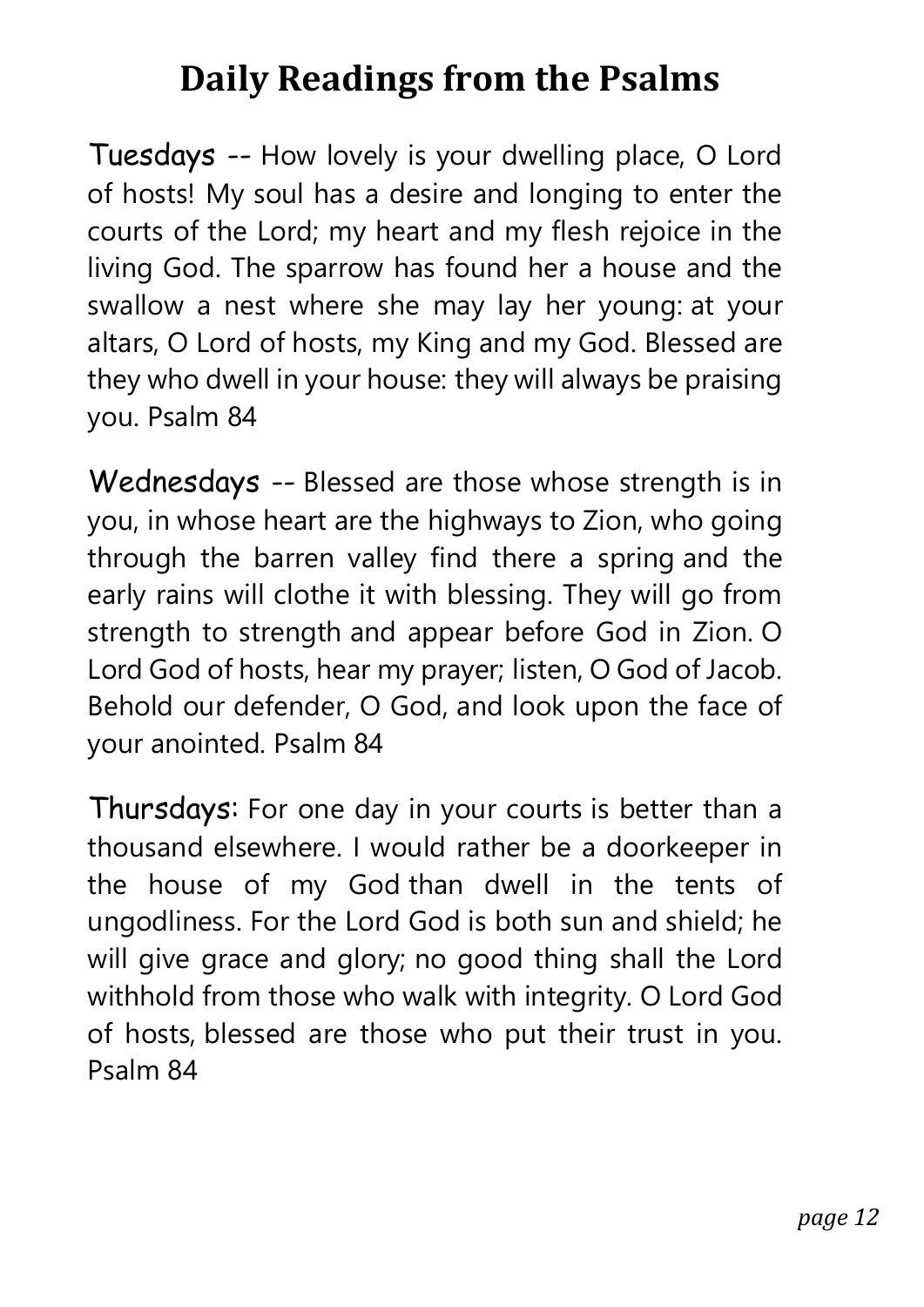# Daily Readings from the Psalms

**Tuesdays** -- How lovely is your dwelling place, O Lord of hosts! My soul has a desire and longing to enter the courts of the Lord; my heart and my flesh rejoice in the living God. The sparrow has found her a house and the swallow a nest where she may lay her young: at your altars, O Lord of hosts, my King and my God. Blessed are they who dwell in your house: they will always be praising you. Psalm 84

**Wednesdays** -- Blessed are those whose strength is in you, in whose heart are the highways to Zion, who going through the barren valley find there a spring and the early rains will clothe it with blessing. They will go from strength to strength and appear before God in Zion. O Lord God of hosts, hear my prayer; listen, O God of Jacob. Behold our defender, O God, and look upon the face of your anointed. Psalm 84

**Thursdays:** For one day in your courts is better than a thousand elsewhere. I would rather be a doorkeeper in the house of my God than dwell in the tents of ungodliness. For the Lord God is both sun and shield; he will give grace and glory; no good thing shall the Lord withhold from those who walk with integrity. O Lord God of hosts, blessed are those who put their trust in you. Psalm 84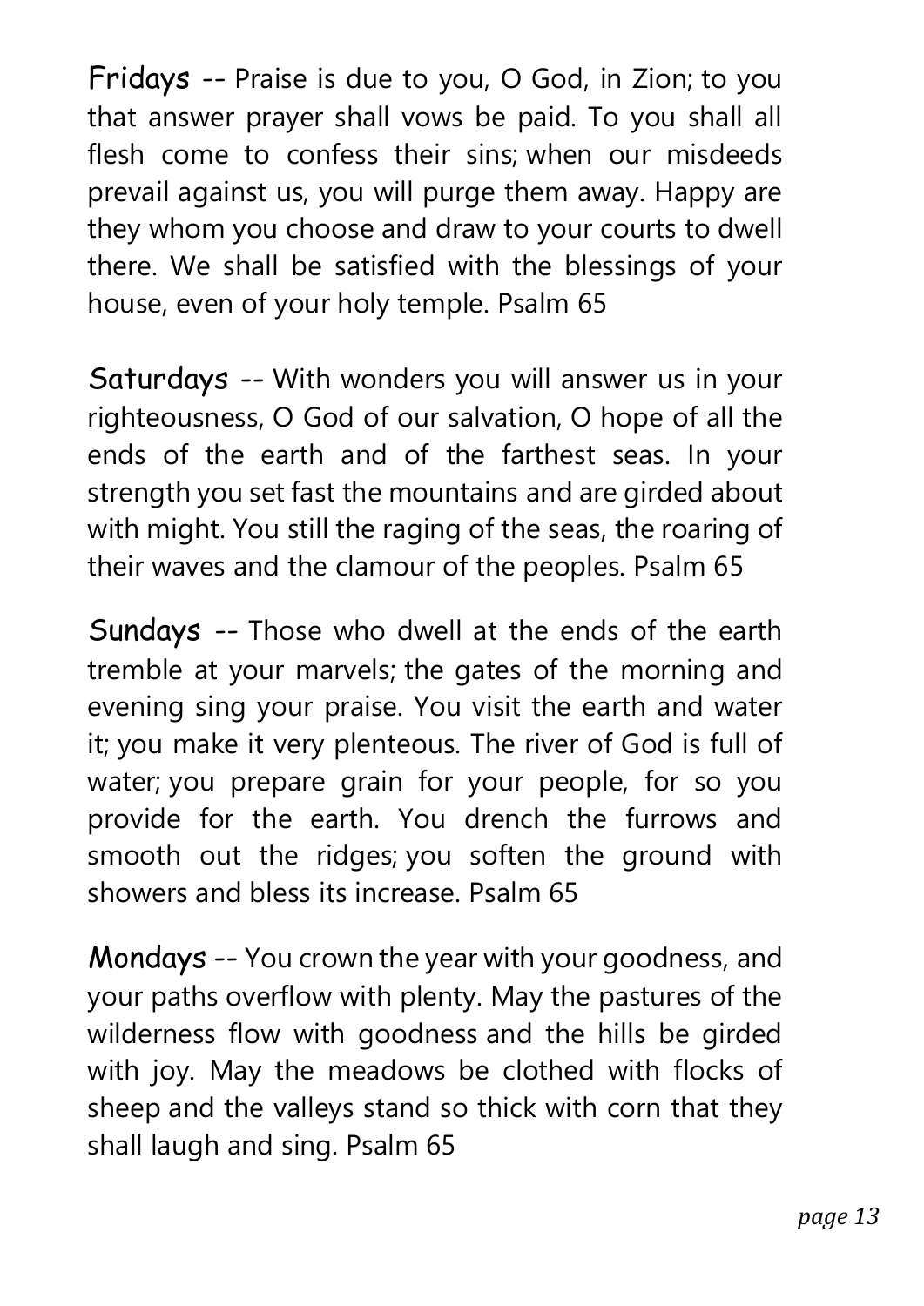Fridays -- Praise is due to you, O God, in Zion; to you that answer prayer shall vows be paid. To you shall all flesh come to confess their sins; when our misdeeds prevail against us, you will purge them away. Happy are they whom you choose and draw to your courts to dwell there. We shall be satisfied with the blessings of your house, even of your holy temple. Psalm 65

Saturdays -- With wonders you will answer us in your righteousness, O God of our salvation, O hope of all the ends of the earth and of the farthest seas. In your strength you set fast the mountains and are girded about with might. You still the raging of the seas, the roaring of their waves and the clamour of the peoples. Psalm 65

Sundays -- Those who dwell at the ends of the earth tremble at your marvels; the gates of the morning and evening sing your praise. You visit the earth and water it; you make it very plenteous. The river of God is full of water; you prepare grain for your people, for so you provide for the earth. You drench the furrows and smooth out the ridges; you soften the ground with showers and bless its increase. Psalm 65

Mondays -- You crown the year with your goodness, and your paths overflow with plenty. May the pastures of the wilderness flow with goodness and the hills be girded with joy. May the meadows be clothed with flocks of sheep and the valleys stand so thick with corn that they shall laugh and sing. Psalm 65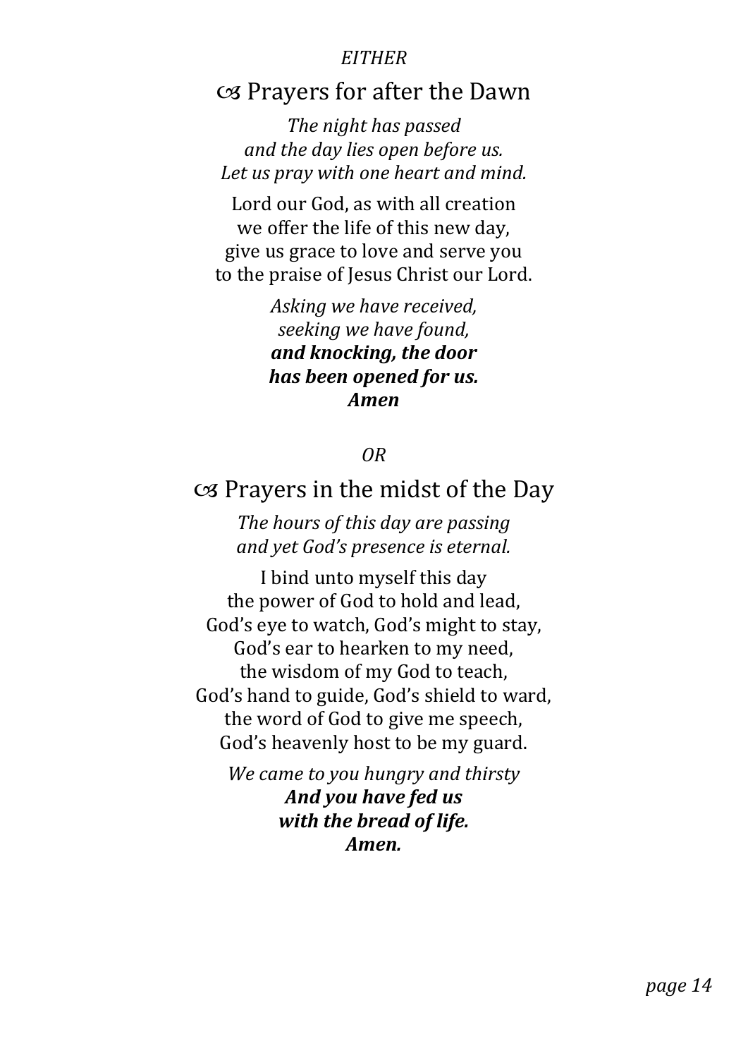*EITHER*

## ☙ Prayers for after the Dawn

*The night has passed*
*and the day lies open before us.*
*Let us pray with one heart and mind.*

Lord our God, as with all creation
we offer the life of this new day,
give us grace to love and serve you
to the praise of Jesus Christ our Lord.

*Asking we have received,*
*seeking we have found,*
***and knocking, the door***
***has been opened for us.***
***Amen***

*OR*

## ☙ Prayers in the midst of the Day

*The hours of this day are passing*
*and yet God's presence is eternal.*

I bind unto myself this day
the power of God to hold and lead,
God's eye to watch, God's might to stay,
God's ear to hearken to my need,
the wisdom of my God to teach,
God's hand to guide, God's shield to ward,
the word of God to give me speech,
God's heavenly host to be my guard.

*We came to you hungry and thirsty*
***And you have fed us***
***with the bread of life.***
***Amen.***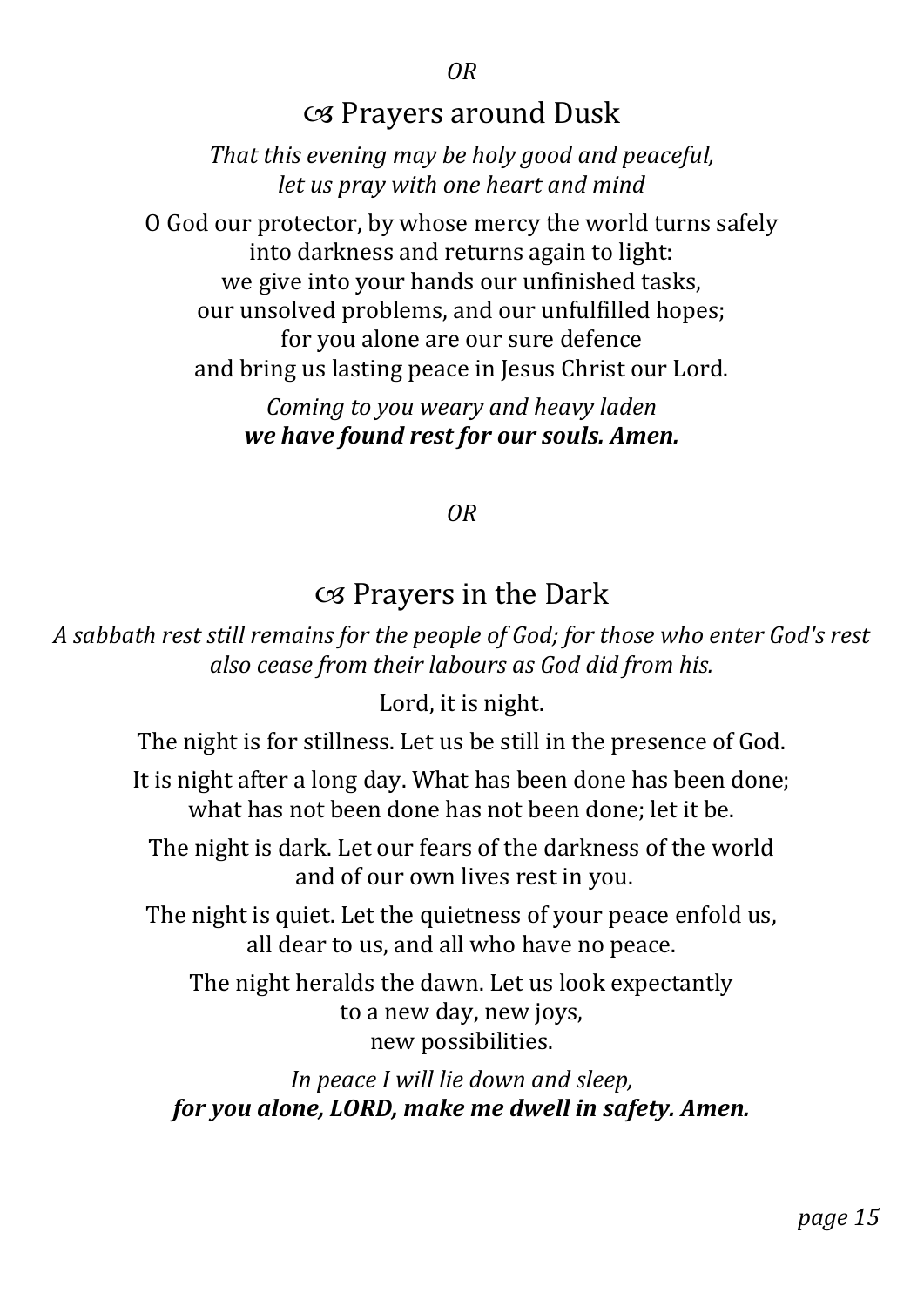*OR*

## ☙ Prayers around Dusk

*That this evening may be holy good and peaceful,*
*let us pray with one heart and mind*

O God our protector, by whose mercy the world turns safely
into darkness and returns again to light:
we give into your hands our unfinished tasks,
our unsolved problems, and our unfulfilled hopes;
for you alone are our sure defence
and bring us lasting peace in Jesus Christ our Lord.

*Coming to you weary and heavy laden*
***we have found rest for our souls. Amen.***

*OR*

## ☙ Prayers in the Dark

*A sabbath rest still remains for the people of God; for those who enter God's rest also cease from their labours as God did from his.*

Lord, it is night.

The night is for stillness. Let us be still in the presence of God.

It is night after a long day. What has been done has been done;
what has not been done has not been done; let it be.

The night is dark. Let our fears of the darkness of the world
and of our own lives rest in you.

The night is quiet. Let the quietness of your peace enfold us,
all dear to us, and all who have no peace.

The night heralds the dawn. Let us look expectantly
to a new day, new joys,
new possibilities.

*In peace I will lie down and sleep,*
***for you alone, LORD, make me dwell in safety. Amen.***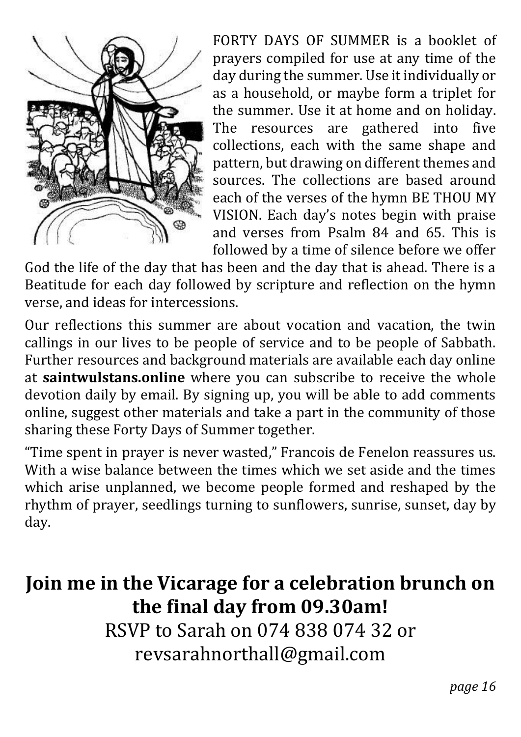FORTY DAYS OF SUMMER is a booklet of prayers compiled for use at any time of the day during the summer. Use it individually or as a household, or maybe form a triplet for the summer. Use it at home and on holiday. The resources are gathered into five collections, each with the same shape and pattern, but drawing on different themes and sources. The collections are based around each of the verses of the hymn BE THOU MY VISION. Each day's notes begin with praise and verses from Psalm 84 and 65. This is followed by a time of silence before we offer God the life of the day that has been and the day that is ahead. There is a Beatitude for each day followed by scripture and reflection on the hymn verse, and ideas for intercessions.

Our reflections this summer are about vocation and vacation, the twin callings in our lives to be people of service and to be people of Sabbath. Further resources and background materials are available each day online at **saintwulstans.online** where you can subscribe to receive the whole devotion daily by email. By signing up, you will be able to add comments online, suggest other materials and take a part in the community of those sharing these Forty Days of Summer together.

"Time spent in prayer is never wasted," Francois de Fenelon reassures us. With a wise balance between the times which we set aside and the times which arise unplanned, we become people formed and reshaped by the rhythm of prayer, seedlings turning to sunflowers, sunrise, sunset, day by day.

**Join me in the Vicarage for a celebration brunch on the final day from 09.30am!**

RSVP to Sarah on 074 838 074 32 or revsarahnorthall@gmail.com